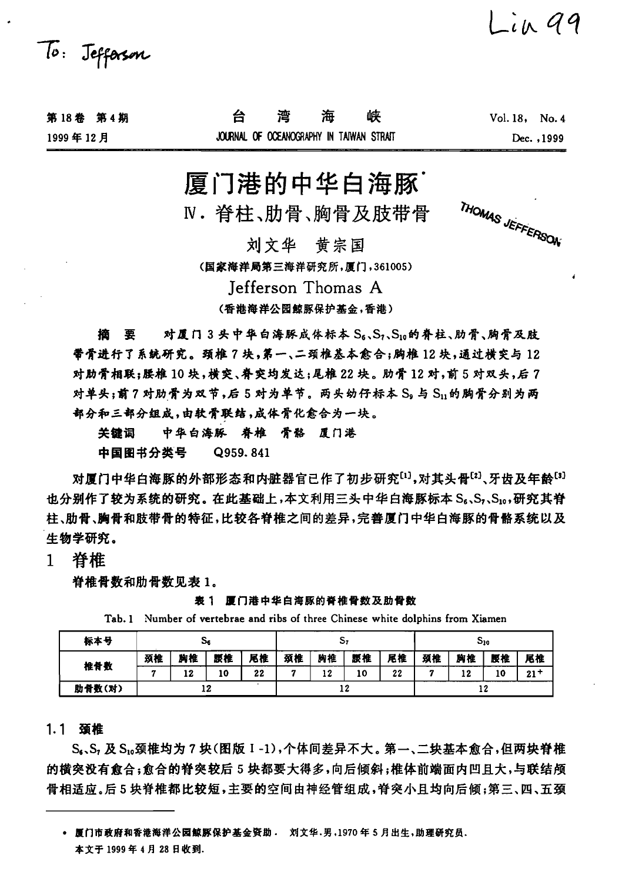To: Jefferson

Liu 99

# 厦门港的中华白海豚*

## Ⅳ. 脊柱、肋骨、胸骨及肢带骨

THOMAS JEFFERSON

刘文华　黄宗国

（国家海洋局第三海洋研究所，厦门，361005）

Jefferson Thomas A

（香港海洋公园鲸豚保护基金，香港）

**摘　要**　对厦门3头中华白海豚成体标本 $S_6$、$S_7$、$S_{10}$ 的脊柱、肋骨、胸骨及肢带骨进行了系统研究。颈椎7块，第一、二颈椎基本愈合；胸椎12块，通过横突与12对肋骨相联；腰椎10块，横突、脊突均发达；尾椎22块。肋骨12对，前5对双头，后7对单头；前7对肋骨为双节，后5对为单节。两头幼仔标本 $S_9$ 与 $S_{11}$ 的胸骨分别为两部分和三部分组成，由软骨联结，成体骨化愈合为一块。

**关键词**　中华白海豚　脊椎　骨骼　厦门港

**中国图书分类号**　Q959.841

对厦门中华白海豚的外部形态和内脏器官已作了初步研究[1]，对其头骨[2]、牙齿及年龄[3]也分别作了较为系统的研究。在此基础上，本文利用三头中华白海豚标本 $S_6$、$S_7$、$S_{10}$，研究其脊柱、肋骨、胸骨和肢带骨的特征，比较各脊椎之间的差异，完善厦门中华白海豚的骨骼系统以及生物学研究。

## 1　脊椎

脊椎骨数和肋骨数见表1。

**表1　厦门港中华白海豚的脊椎骨数及肋骨数**

Tab.1　Number of vertebrae and ribs of three Chinese white dolphins from Xiamen

| 标本号 | $S_6$ | | | | $S_7$ | | | | $S_{10}$ | | | |
|---|---|---|---|---|---|---|---|---|---|---|---|---|
| 椎骨数 | 颈椎 | 胸椎 | 腰椎 | 尾椎 | 颈椎 | 胸椎 | 腰椎 | 尾椎 | 颈椎 | 胸椎 | 腰椎 | 尾椎 |
| | 7 | 12 | 10 | 22 | 7 | 12 | 10 | 22 | 7 | 12 | 10 | $21^+$ |
| 肋骨数（对） | 12 | | | | 12 | | | | 12 | | | |

### 1.1　颈椎

$S_6$、$S_7$ 及 $S_{10}$ 颈椎均为7块（图版Ⅰ-1），个体间差异不大。第一、二块基本愈合，但两块脊椎的横突没有愈合；愈合的脊突较后5块都要大得多，向后倾斜；椎体前端面内凹且大，与联结颅骨相适应。后5块脊椎都比较短，主要的空间由神经管组成，脊突小且均向后倾；第三、四、五颈

---

\* 厦门市政府和香港海洋公园鲸豚保护基金资助．　刘文华，男，1970年5月出生，助理研究员．

本文于1999年4月28日收到．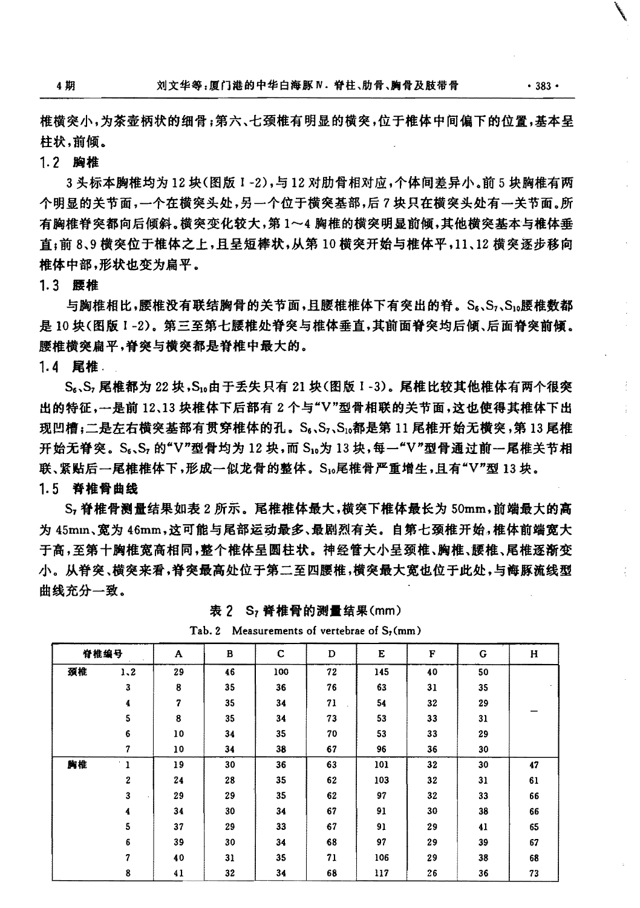椎横突小，为茶壶柄状的细骨；第六、七颈椎有明显的横突，位于椎体中间偏下的位置，基本呈柱状，前倾。

### 1.2 胸椎

3头标本胸椎均为12块（图版Ⅰ-2），与12对肋骨相对应，个体间差异小。前5块胸椎有两个明显的关节面，一个在横突头处，另一个位于横突基部，后7块只在横突头处有一关节面。所有胸椎脊突都向后倾斜。横突变化较大，第1～4胸椎的横突明显前倾，其他横突基本与椎体垂直；前8、9横突位于椎体之上，且呈短棒状，从第10横突开始与椎体平，11、12横突逐步移向椎体中部，形状也变为扁平。

### 1.3 腰椎

与胸椎相比，腰椎没有联结胸骨的关节面，且腰椎椎体下有突出的脊。$S_6$、$S_7$、$S_{10}$腰椎数都是10块（图版Ⅰ-2）。第三至第七腰椎处脊突与椎体垂直，其前面脊突均后倾、后面脊突前倾。腰椎横突扁平，脊突与横突都是脊椎中最大的。

### 1.4 尾椎

$S_6$、$S_7$尾椎都为22块，$S_{10}$由于丢失只有21块（图版Ⅰ-3）。尾椎比较其他椎体有两个很突出的特征，一是前12、13块椎体下后部有2个与“V”型骨相联的关节面，这也使得其椎体下出现凹槽；二是左右横突基部有贯穿椎体的孔。$S_6$、$S_7$、$S_{10}$都是第11尾椎开始无横突，第13尾椎开始无脊突。$S_6$、$S_7$的“V”型骨均为12块，而$S_{10}$为13块，每一“V”型骨通过前一尾椎关节相联、紧贴后一尾椎椎体下，形成一似龙骨的整体。$S_{10}$尾椎骨严重增生，且有“V”型13块。

### 1.5 脊椎骨曲线

$S_7$脊椎骨测量结果如表2所示。尾椎椎体最大，横突下椎体最长为50mm，前端最大的高为45mm、宽为46mm，这可能与尾部运动最多、最剧烈有关。自第七颈椎开始，椎体前端宽大于高，至第十胸椎宽高相同，整个椎体呈圆柱状。神经管大小呈颈椎、胸椎、腰椎、尾椎逐渐变小。从脊突、横突来看，脊突最高处位于第二至四腰椎，横突最大宽也位于此处，与海豚流线型曲线充分一致。

表2 $S_7$脊椎骨的测量结果(mm)

Tab. 2 Measurements of vertebrae of $S_7$(mm)

| 脊椎编号 | | A | B | C | D | E | F | G | H |
|---|---|---|---|---|---|---|---|---|---|
| 颈椎 | 1、2 | 29 | 46 | 100 | 72 | 145 | 40 | 50 | — |
| | 3 | 8 | 35 | 36 | 76 | 63 | 31 | 35 | |
| | 4 | 7 | 35 | 34 | 71 | 54 | 32 | 29 | |
| | 5 | 8 | 35 | 34 | 73 | 53 | 33 | 31 | |
| | 6 | 10 | 34 | 35 | 70 | 53 | 33 | 29 | |
| | 7 | 10 | 34 | 38 | 67 | 96 | 36 | 30 | |
| 胸椎 | 1 | 19 | 30 | 36 | 63 | 101 | 32 | 30 | 47 |
| | 2 | 24 | 28 | 35 | 62 | 103 | 32 | 31 | 61 |
| | 3 | 29 | 29 | 35 | 62 | 97 | 32 | 33 | 66 |
| | 4 | 34 | 30 | 34 | 67 | 91 | 30 | 38 | 66 |
| | 5 | 37 | 29 | 33 | 67 | 91 | 29 | 41 | 65 |
| | 6 | 39 | 30 | 34 | 68 | 97 | 29 | 39 | 67 |
| | 7 | 40 | 31 | 35 | 71 | 106 | 29 | 38 | 68 |
| | 8 | 41 | 32 | 34 | 68 | 117 | 26 | 36 | 73 |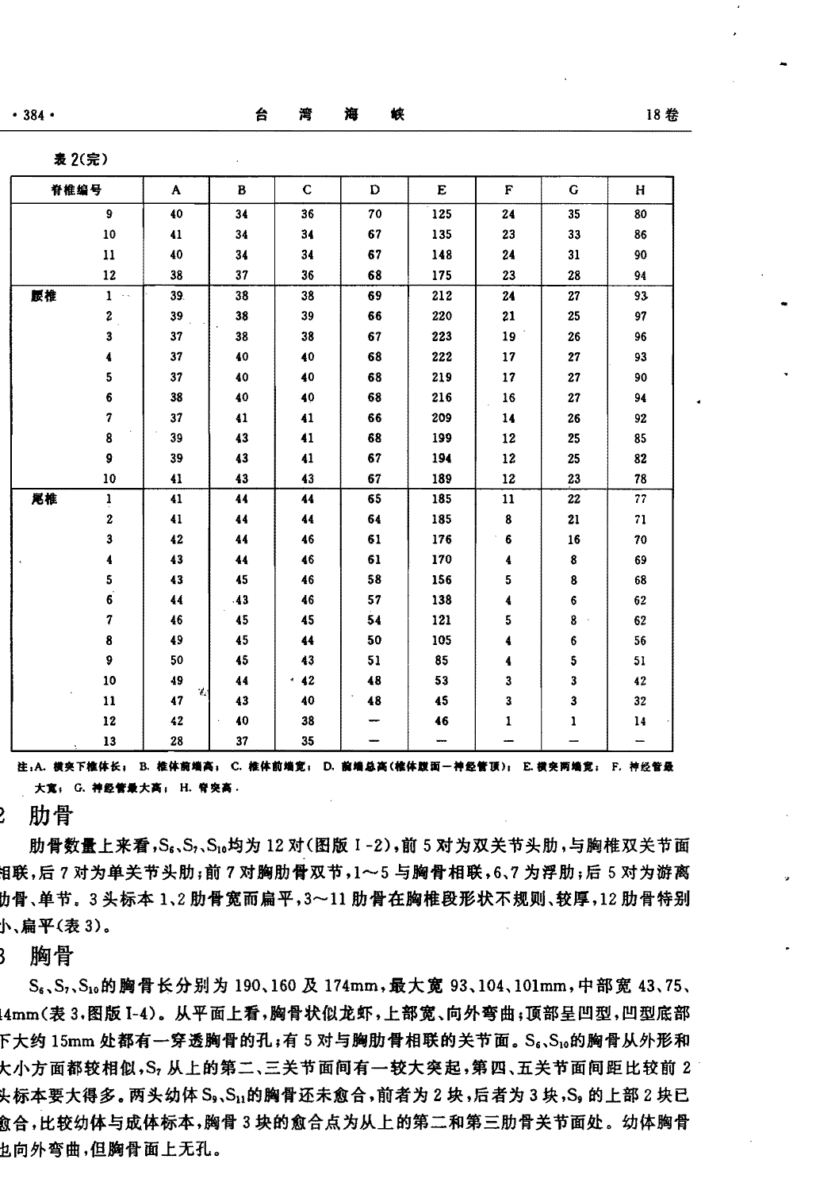表 2(完)

| 脊椎编号 | | A | B | C | D | E | F | G | H |
|---|---|---|---|---|---|---|---|---|---|
| | 9 | 40 | 34 | 36 | 70 | 125 | 24 | 35 | 80 |
| | 10 | 41 | 34 | 34 | 67 | 135 | 23 | 33 | 86 |
| | 11 | 40 | 34 | 34 | 67 | 148 | 24 | 31 | 90 |
| | 12 | 38 | 37 | 36 | 68 | 175 | 23 | 28 | 94 |
| 腰椎 | 1 | 39 | 38 | 38 | 69 | 212 | 24 | 27 | 93 |
| | 2 | 39 | 38 | 39 | 66 | 220 | 21 | 25 | 97 |
| | 3 | 37 | 38 | 38 | 67 | 223 | 19 | 26 | 96 |
| | 4 | 37 | 40 | 40 | 68 | 222 | 17 | 27 | 93 |
| | 5 | 37 | 40 | 40 | 68 | 219 | 17 | 27 | 90 |
| | 6 | 38 | 40 | 40 | 68 | 216 | 16 | 27 | 94 |
| | 7 | 37 | 41 | 41 | 66 | 209 | 14 | 26 | 92 |
| | 8 | 39 | 43 | 41 | 68 | 199 | 12 | 25 | 85 |
| | 9 | 39 | 43 | 41 | 67 | 194 | 12 | 25 | 82 |
| | 10 | 41 | 43 | 43 | 67 | 189 | 12 | 23 | 78 |
| 尾椎 | 1 | 41 | 44 | 44 | 65 | 185 | 11 | 22 | 77 |
| | 2 | 41 | 44 | 44 | 64 | 185 | 8 | 21 | 71 |
| | 3 | 42 | 44 | 46 | 61 | 176 | 6 | 16 | 70 |
| | 4 | 43 | 44 | 46 | 61 | 170 | 4 | 8 | 69 |
| | 5 | 43 | 45 | 46 | 58 | 156 | 5 | 8 | 68 |
| | 6 | 44 | 43 | 46 | 57 | 138 | 4 | 6 | 62 |
| | 7 | 46 | 45 | 45 | 54 | 121 | 5 | 8 | 62 |
| | 8 | 49 | 45 | 44 | 50 | 105 | 4 | 6 | 56 |
| | 9 | 50 | 45 | 43 | 51 | 85 | 4 | 5 | 51 |
| | 10 | 49 | 44 | 42 | 48 | 53 | 3 | 3 | 42 |
| | 11 | 47 | 43 | 40 | 48 | 45 | 3 | 3 | 32 |
| | 12 | 42 | 40 | 38 | — | 46 | 1 | 1 | 14 |
| | 13 | 28 | 37 | 35 | — | — | — | — | — |

注:A. 横突下椎体长; B. 椎体前端高; C. 椎体前端宽; D. 前端总高(椎体腹面—神经管顶); E. 横突两端宽; F. 神经管最大宽; G. 神经管最大高; H. 脊突高.

## 2 肋骨

肋骨数量上来看,$S_6$、$S_7$、$S_{10}$均为 12 对(图版 I-2),前 5 对为双关节头肋,与胸椎双关节面相联,后 7 对为单关节头肋;前 7 对胸肋骨双节,1~5 与胸骨相联,6、7 为浮肋;后 5 对为游离肋骨、单节。3 头标本 1、2 肋骨宽而扁平,3~11 肋骨在胸椎段形状不规则、较厚,12 肋骨特别小、扁平(表 3)。

## 3 胸骨

$S_6$、$S_7$、$S_{10}$的胸骨长分别为 190、160 及 174mm,最大宽 93、104、101mm,中部宽 43、75、44mm(表 3,图版 I-4)。从平面上看,胸骨状似龙虾,上部宽、向外弯曲;顶部呈凹型,凹型底部下大约 15mm 处都有一穿透胸骨的孔;有 5 对与胸肋骨相联的关节面。$S_6$、$S_{10}$的胸骨从外形和大小方面都较相似,$S_7$ 从上的第二、三关节面间有一较大突起,第四、五关节面间距比较前 2 头标本要大得多。两头幼体 $S_9$、$S_{11}$的胸骨还未愈合,前者为 2 块,后者为 3 块,$S_9$ 的上部 2 块已愈合,比较幼体与成体标本,胸骨 3 块的愈合点为从上的第二和第三肋骨关节面处。幼体胸骨也向外弯曲,但胸骨面上无孔。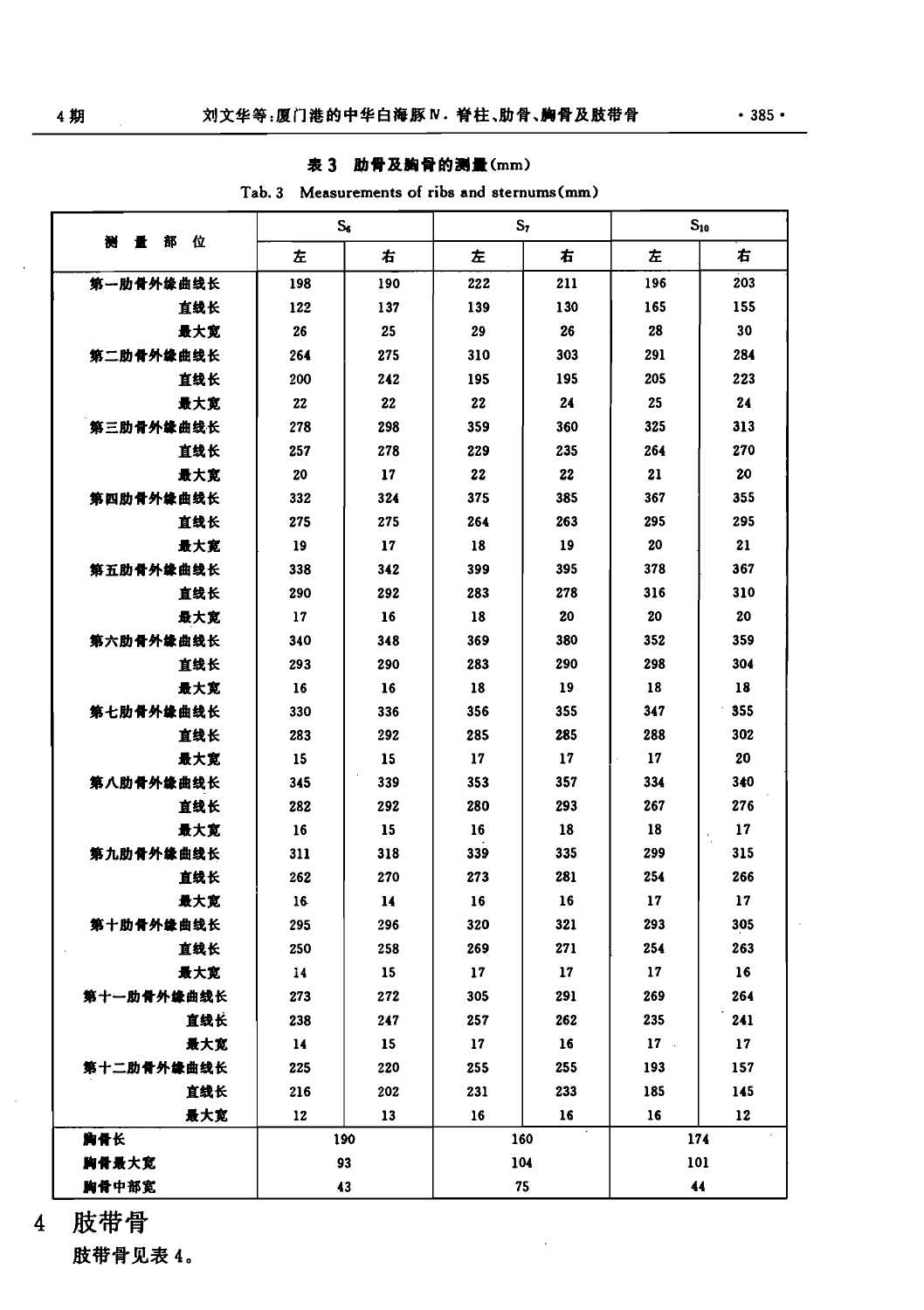表 3 肋骨及胸骨的测量(mm)

Tab. 3 Measurements of ribs and sternums(mm)

| 测量部位 | $S_6$ | | $S_7$ | | $S_{10}$ | |
|---|---|---|---|---|---|---|
| | 左 | 右 | 左 | 右 | 左 | 右 |
| 第一肋骨外缘曲线长 | 198 | 190 | 222 | 211 | 196 | 203 |
| 直线长 | 122 | 137 | 139 | 130 | 165 | 155 |
| 最大宽 | 26 | 25 | 29 | 26 | 28 | 30 |
| 第二肋骨外缘曲线长 | 264 | 275 | 310 | 303 | 291 | 284 |
| 直线长 | 200 | 242 | 195 | 195 | 205 | 223 |
| 最大宽 | 22 | 22 | 22 | 24 | 25 | 24 |
| 第三肋骨外缘曲线长 | 278 | 298 | 359 | 360 | 325 | 313 |
| 直线长 | 257 | 278 | 229 | 235 | 264 | 270 |
| 最大宽 | 20 | 17 | 22 | 22 | 21 | 20 |
| 第四肋骨外缘曲线长 | 332 | 324 | 375 | 385 | 367 | 355 |
| 直线长 | 275 | 275 | 264 | 263 | 295 | 295 |
| 最大宽 | 19 | 17 | 18 | 19 | 20 | 21 |
| 第五肋骨外缘曲线长 | 338 | 342 | 399 | 395 | 378 | 367 |
| 直线长 | 290 | 292 | 283 | 278 | 316 | 310 |
| 最大宽 | 17 | 16 | 18 | 20 | 20 | 20 |
| 第六肋骨外缘曲线长 | 340 | 348 | 369 | 380 | 352 | 359 |
| 直线长 | 293 | 290 | 283 | 290 | 298 | 304 |
| 最大宽 | 16 | 16 | 18 | 19 | 18 | 18 |
| 第七肋骨外缘曲线长 | 330 | 336 | 356 | 355 | 347 | 355 |
| 直线长 | 283 | 292 | 285 | 285 | 288 | 302 |
| 最大宽 | 15 | 15 | 17 | 17 | 17 | 20 |
| 第八肋骨外缘曲线长 | 345 | 339 | 353 | 357 | 334 | 340 |
| 直线长 | 282 | 292 | 280 | 293 | 267 | 276 |
| 最大宽 | 16 | 15 | 16 | 18 | 18 | 17 |
| 第九肋骨外缘曲线长 | 311 | 318 | 339 | 335 | 299 | 315 |
| 直线长 | 262 | 270 | 273 | 281 | 254 | 266 |
| 最大宽 | 16 | 14 | 16 | 16 | 17 | 17 |
| 第十肋骨外缘曲线长 | 295 | 296 | 320 | 321 | 293 | 305 |
| 直线长 | 250 | 258 | 269 | 271 | 254 | 263 |
| 最大宽 | 14 | 15 | 17 | 17 | 17 | 16 |
| 第十一肋骨外缘曲线长 | 273 | 272 | 305 | 291 | 269 | 264 |
| 直线长 | 238 | 247 | 257 | 262 | 235 | 241 |
| 最大宽 | 14 | 15 | 17 | 16 | 17 | 17 |
| 第十二肋骨外缘曲线长 | 225 | 220 | 255 | 255 | 193 | 157 |
| 直线长 | 216 | 202 | 231 | 233 | 185 | 145 |
| 最大宽 | 12 | 13 | 16 | 16 | 16 | 12 |
| 胸骨长 | 190 | | 160 | | 174 | |
| 胸骨最大宽 | 93 | | 104 | | 101 | |
| 胸骨中部宽 | 43 | | 75 | | 44 | |

## 4 肢带骨

肢带骨见表 4。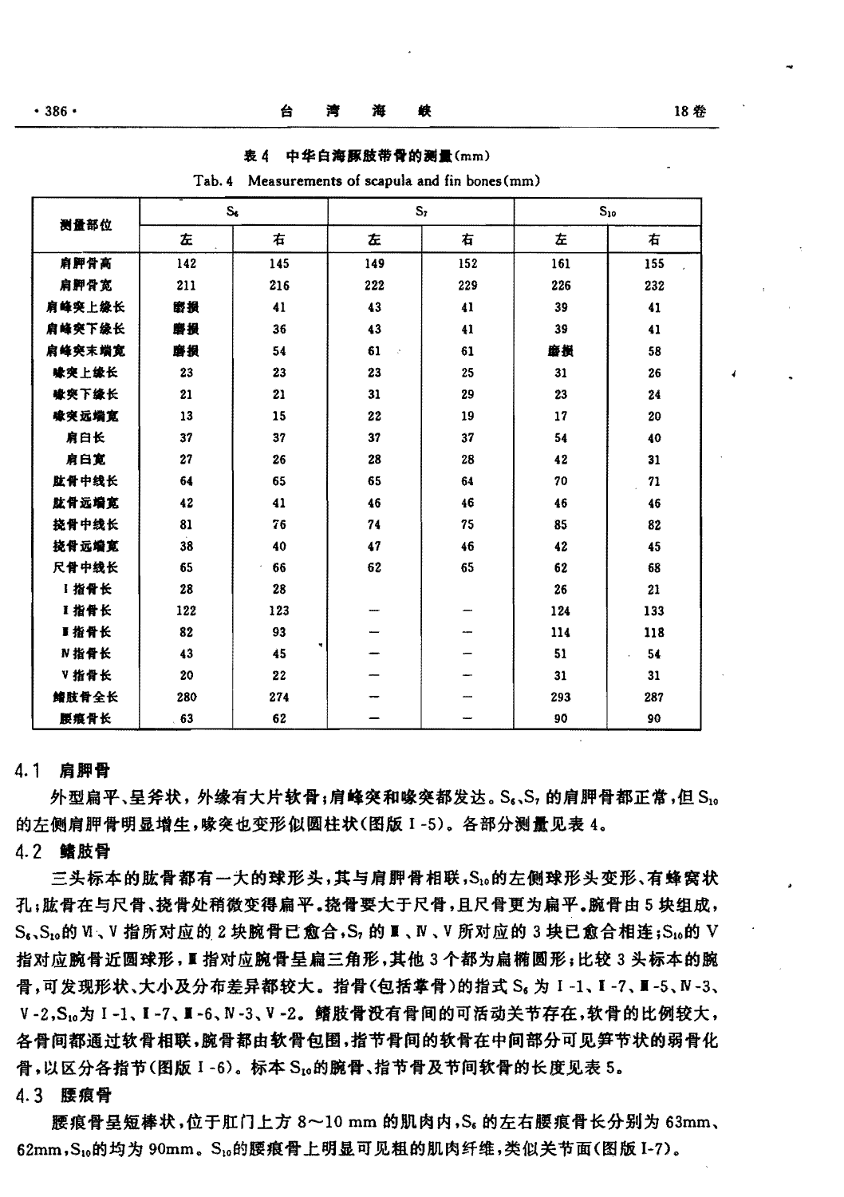表 4 中华白海豚肢带骨的测量(mm)

Tab. 4 Measurements of scapula and fin bones(mm)

| 测量部位 | $S_6$ | | $S_7$ | | $S_{10}$ | |
|---|---|---|---|---|---|---|
| | 左 | 右 | 左 | 右 | 左 | 右 |
| 肩胛骨高 | 142 | 145 | 149 | 152 | 161 | 155 |
| 肩胛骨宽 | 211 | 216 | 222 | 229 | 226 | 232 |
| 肩峰突上缘长 | 磨损 | 41 | 43 | 41 | 39 | 41 |
| 肩峰突下缘长 | 磨损 | 36 | 43 | 41 | 39 | 41 |
| 肩峰突末端宽 | 磨损 | 54 | 61 | 61 | 磨损 | 58 |
| 喙突上缘长 | 23 | 23 | 23 | 25 | 31 | 26 |
| 喙突下缘长 | 21 | 21 | 31 | 29 | 23 | 24 |
| 喙突远端宽 | 13 | 15 | 22 | 19 | 17 | 20 |
| 肩臼长 | 37 | 37 | 37 | 37 | 54 | 40 |
| 肩臼宽 | 27 | 26 | 28 | 28 | 42 | 31 |
| 肱骨中线长 | 64 | 65 | 65 | 64 | 70 | 71 |
| 肱骨远端宽 | 42 | 41 | 46 | 46 | 46 | 46 |
| 挠骨中线长 | 81 | 76 | 74 | 75 | 85 | 82 |
| 挠骨远端宽 | 38 | 40 | 47 | 46 | 42 | 45 |
| 尺骨中线长 | 65 | 66 | 62 | 65 | 62 | 68 |
| Ⅰ指骨长 | 28 | 28 | | | 26 | 21 |
| Ⅱ指骨长 | 122 | 123 | — | — | 124 | 133 |
| Ⅲ指骨长 | 82 | 93 | — | — | 114 | 118 |
| Ⅳ指骨长 | 43 | 45 | — | — | 51 | 54 |
| Ⅴ指骨长 | 20 | 22 | — | — | 31 | 31 |
| 鳍肢骨全长 | 280 | 274 | — | — | 293 | 287 |
| 腰痕骨长 | 63 | 62 | — | — | 90 | 90 |

### 4.1 肩胛骨

外型扁平、呈斧状，外缘有大片软骨；肩峰突和喙突都发达。$S_6$、$S_7$ 的肩胛骨都正常，但 $S_{10}$ 的左侧肩胛骨明显增生，喙突也变形似圆柱状(图版Ⅰ-5)。各部分测量见表 4。

### 4.2 鳍肢骨

三头标本的肱骨都有一大的球形头，其与肩胛骨相联，$S_{10}$ 的左侧球形头变形、有蜂窝状孔；肱骨在与尺骨、挠骨处稍微变得扁平。挠骨要大于尺骨，且尺骨更为扁平。腕骨由 5 块组成，$S_6$、$S_{10}$ 的Ⅵ、Ⅴ指所对应的 2 块腕骨已愈合，$S_7$ 的Ⅲ、Ⅳ、Ⅴ所对应的 3 块已愈合相连；$S_{10}$ 的Ⅴ指对应腕骨近圆球形，Ⅲ指对应腕骨呈扁三角形，其他 3 个都为扁椭圆形；比较 3 头标本的腕骨，可发现形状、大小及分布差异都较大。指骨(包括掌骨)的指式 $S_6$ 为Ⅰ-1、Ⅱ-7、Ⅲ-5、Ⅳ-3、Ⅴ-2，$S_{10}$ 为Ⅰ-1、Ⅱ-7、Ⅲ-6、Ⅳ-3、Ⅴ-2。鳍肢骨没有骨间的可活动关节存在，软骨的比例较大，各骨间都通过软骨相联，腕骨都由软骨包围，指节骨间的软骨在中间部分可见笋节状的弱骨化骨，以区分各指节(图版Ⅰ-6)。标本 $S_{10}$ 的腕骨、指节骨及节间软骨的长度见表 5。

### 4.3 腰痕骨

腰痕骨呈短棒状，位于肛门上方 8～10 mm 的肌肉内，$S_6$ 的左右腰痕骨长分别为 63mm、62mm，$S_{10}$ 的均为 90mm。$S_{10}$ 的腰痕骨上明显可见粗的肌肉纤维，类似关节面(图版Ⅰ-7)。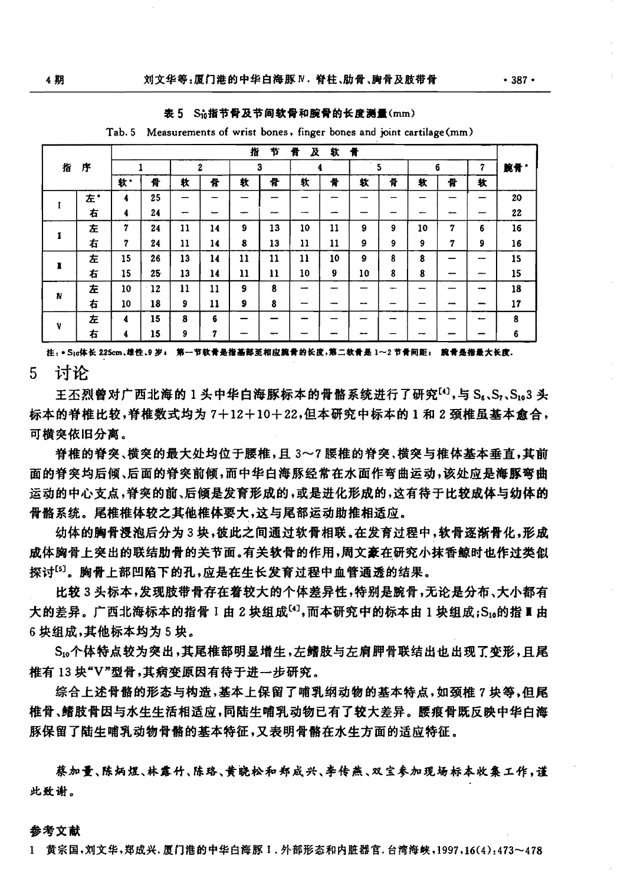表 5 $S_{10}^{*}$指节骨及节间软骨和腕骨的长度测量(mm)

Tab. 5 Measurements of wrist bones, finger bones and joint cartilage(mm)

| 指序 | | 指节骨及软骨 | | | | | | | | | | | | | 腕骨* |
|---|---|---|---|---|---|---|---|---|---|---|---|---|---|---|---|
| | | 1 | | 2 | | 3 | | 4 | | 5 | | 6 | | 7 | |
| | | 软* | 骨 | 软 | 骨 | 软 | 骨 | 软 | 骨 | 软 | 骨 | 软 | 骨 | 软 | |
| Ⅰ | 左* | 4 | 25 | — | — | — | — | — | — | — | — | — | — | — | 20 |
| | 右 | 4 | 24 | — | — | — | — | — | — | — | — | — | — | — | 22 |
| Ⅱ | 左 | 7 | 24 | 11 | 14 | 9 | 13 | 10 | 11 | 9 | 9 | 10 | 7 | 6 | 16 |
| | 右 | 7 | 24 | 11 | 14 | 8 | 13 | 11 | 11 | 9 | 9 | 9 | 7 | 9 | 16 |
| Ⅲ | 左 | 15 | 26 | 13 | 14 | 11 | 11 | 11 | 10 | 9 | 8 | 8 | — | — | 15 |
| | 右 | 15 | 25 | 13 | 14 | 11 | 11 | 10 | 9 | 10 | 8 | 8 | — | — | 15 |
| Ⅳ | 左 | 10 | 12 | 11 | 11 | 9 | 8 | — | — | — | — | — | — | — | 18 |
| | 右 | 10 | 18 | 9 | 11 | 9 | 8 | — | — | — | — | — | — | — | 17 |
| Ⅴ | 左 | 4 | 15 | 8 | 6 | — | — | — | — | — | — | — | — | — | 8 |
| | 右 | 4 | 15 | 9 | 7 | — | — | — | — | — | — | — | — | — | 6 |

注：* $S_{10}$体长 225cm、雄性、9 岁； 第一节软骨是指基部至相应腕骨的长度，第二软骨是 1～2 节骨间距； 腕骨是指最大长度.

## 5 讨论

王丕烈曾对广西北海的 1 头中华白海豚标本的骨骼系统进行了研究[4]，与 $S_6$、$S_7$、$S_{10}$3 头标本的脊椎比较，脊椎数式均为 7+12+10+22，但本研究中标本的 1 和 2 颈椎虽基本愈合，可横突依旧分离。

脊椎的脊突、横突的最大处均位于腰椎，且 3～7 腰椎的脊突、横突与椎体基本垂直，其前面的脊突均后倾、后面的脊突前倾，而中华白海豚经常在水面作弯曲运动，该处应是海豚弯曲运动的中心支点，脊突的前、后倾是发育形成的，或是进化形成的，这有待于比较成体与幼体的骨骼系统。尾椎椎体较之其他椎体要大，这与尾部运动助推相适应。

幼体的胸骨浸泡后分为 3 块，彼此之间通过软骨相联。在发育过程中，软骨逐渐骨化，形成成体胸骨上突出的联结肋骨的关节面。有关软骨的作用，周文豪在研究小抹香鲸时也作过类似探讨[5]。胸骨上部凹陷下的孔，应是在生长发育过程中血管通透的结果。

比较 3 头标本，发现肢带骨存在着较大的个体差异性，特别是腕骨，无论是分布、大小都有大的差异。广西北海标本的指骨 I 由 2 块组成[4]，而本研究中的标本由 1 块组成；$S_{10}$的指Ⅱ由 6 块组成，其他标本均为 5 块。

$S_{10}$个体特点较为突出，其尾椎部明显增生，左鳍肢与左肩胛骨联结出也出现了变形，且尾椎有 13 块"V"型骨，其病变原因有待于进一步研究。

综合上述骨骼的形态与构造，基本上保留了哺乳纲动物的基本特点，如颈椎 7 块等，但尾椎骨、鳍肢骨因与水生生活相适应，同陆生哺乳动物已有了较大差异。腰痕骨既反映中华白海豚保留了陆生哺乳动物骨骼的基本特征，又表明骨骼在水生方面的适应特征。

蔡加量、陈炳煜、林露竹、陈珞、黄晓松和郑成兴、李传燕、双宝参加现场标本收集工作，谨此致谢。

## 参考文献

1 黄宗国，刘文华，郑成兴. 厦门港的中华白海豚 I. 外部形态和内脏器官. 台湾海峡，1997，16(4)：473～478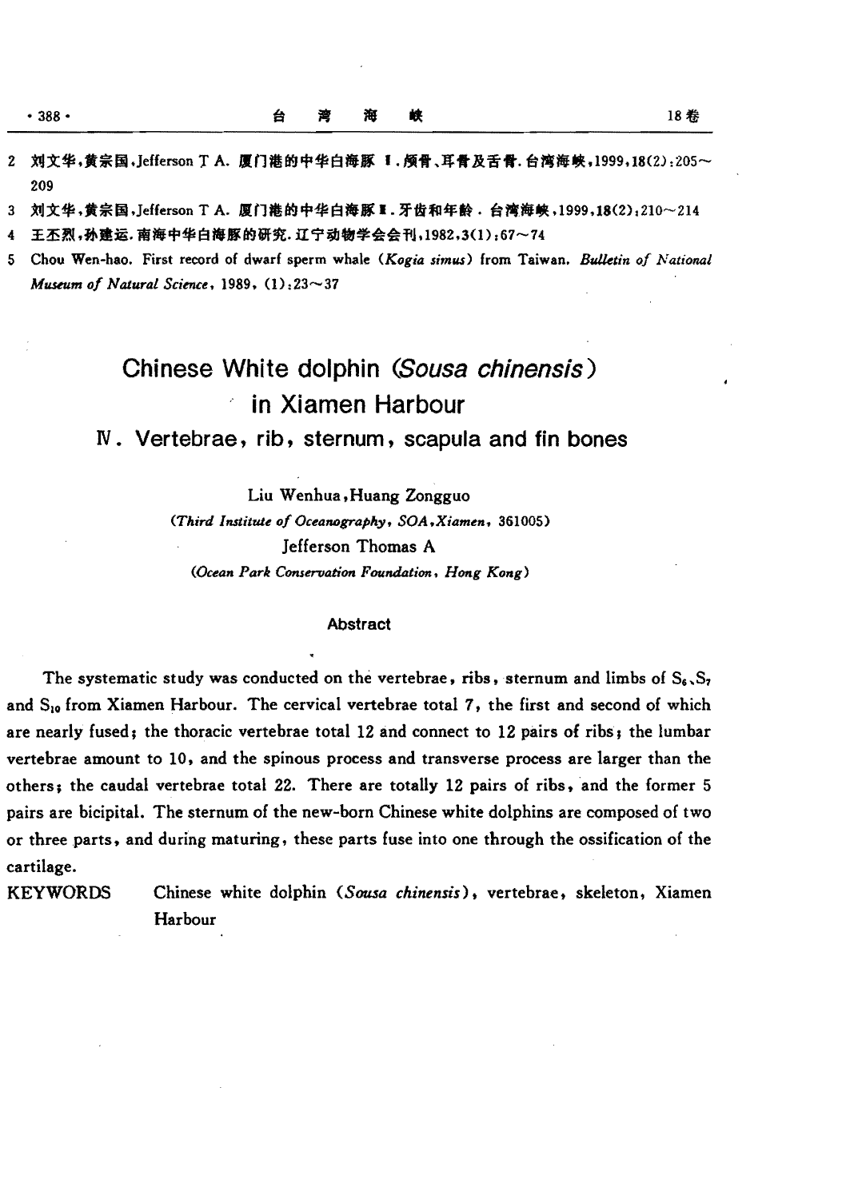2 刘文华,黄宗国,Jefferson T A. 厦门港的中华白海豚 Ⅰ.颅骨、耳骨及舌骨.台湾海峡,1999,18(2):205~209

3 刘文华,黄宗国,Jefferson T A. 厦门港的中华白海豚 Ⅱ.牙齿和年龄.台湾海峡,1999,18(2):210~214

4 王丕烈,孙建运.南海中华白海豚的研究.辽宁动物学会会刊,1982,3(1):67~74

5 Chou Wen-hao. First record of dwarf sperm whale (*Kogia simus*) from Taiwan. *Bulletin of National Museum of Natural Science*, 1989, (1):23~37

# Chinese White dolphin (*Sousa chinensis*) in Xiamen Harbour

## Ⅳ. Vertebrae, rib, sternum, scapula and fin bones

Liu Wenhua, Huang Zongguo

(*Third Institute of Oceanography, SOA, Xiamen*, 361005)

Jefferson Thomas A

(*Ocean Park Conservation Foundation, Hong Kong*)

### Abstract

The systematic study was conducted on the vertebrae, ribs, sternum and limbs of $S_6$、$S_7$ and $S_{10}$ from Xiamen Harbour. The cervical vertebrae total 7, the first and second of which are nearly fused; the thoracic vertebrae total 12 and connect to 12 pairs of ribs; the lumbar vertebrae amount to 10, and the spinous process and transverse process are larger than the others; the caudal vertebrae total 22. There are totally 12 pairs of ribs, and the former 5 pairs are bicipital. The sternum of the new-born Chinese white dolphins are composed of two or three parts, and during maturing, these parts fuse into one through the ossification of the cartilage.

KEYWORDS　Chinese white dolphin (*Sousa chinensis*), vertebrae, skeleton, Xiamen Harbour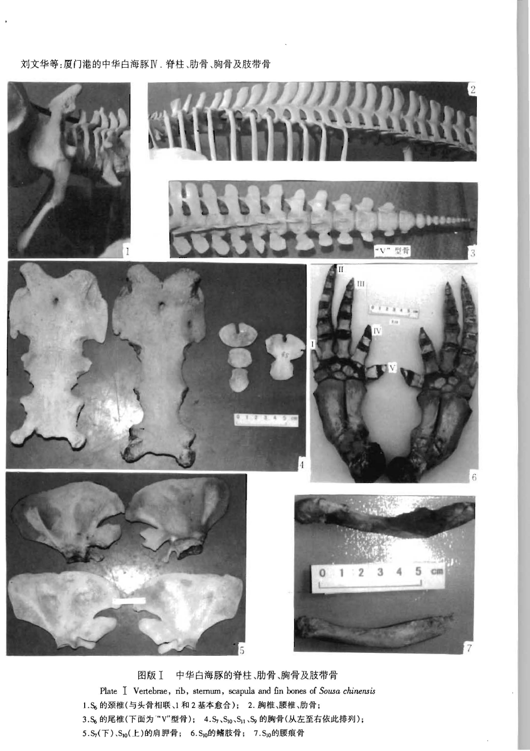刘文华等:厦门港的中华白海豚Ⅳ. 脊柱、肋骨、胸骨及肢带骨

图版Ⅰ 中华白海豚的脊柱、肋骨、胸骨及肢带骨

Plate Ⅰ Vertebrae, rib, sternum, scapula and fin bones of *Sousa chinensis*

1. $S_6$ 的颈椎(与头骨相联、1 和 2 基本愈合); 2. 胸椎、腰椎、肋骨;

3. $S_6$ 的尾椎(下面为"V"型骨); 4. $S_7$、$S_{10}$、$S_{11}$、$S_9$ 的胸骨(从左至右依此排列);

5. $S_7$(下)、$S_{10}$(上)的肩胛骨; 6. $S_{10}$的鳍肢骨; 7. $S_{10}$的腰痕骨